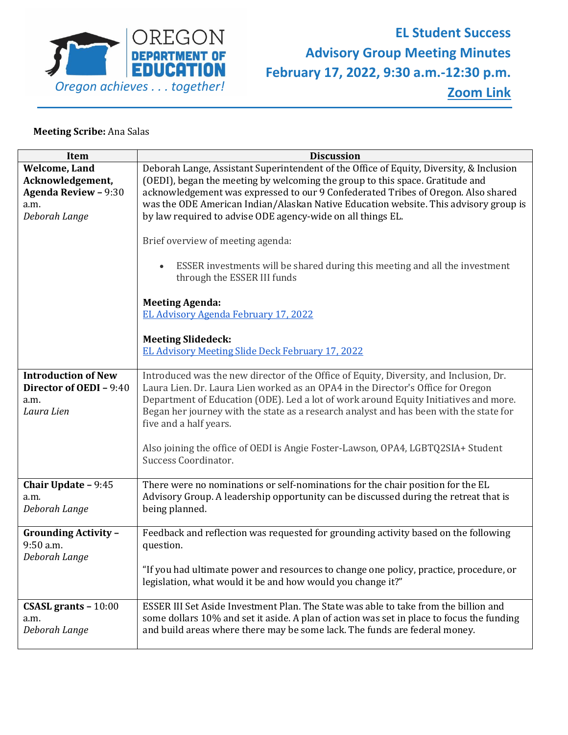OREGON DEPARTMENT OF EDUCATION
*Oregon achieves . . . together!*

# EL Student Success Advisory Group Meeting Minutes
## February 17, 2022, 9:30 a.m.-12:30 p.m.
**Zoom Link**

**Meeting Scribe:** Ana Salas

| Item | Discussion |
|---|---|
| **Welcome, Land Acknowledgement, Agenda Review –** 9:30 a.m. *Deborah Lange* | Deborah Lange, Assistant Superintendent of the Office of Equity, Diversity, & Inclusion (OEDI), began the meeting by welcoming the group to this space. Gratitude and acknowledgement was expressed to our 9 Confederated Tribes of Oregon. Also shared was the ODE American Indian/Alaskan Native Education website. This advisory group is by law required to advise ODE agency-wide on all things EL.<br><br>Brief overview of meeting agenda:<br><br>• ESSER investments will be shared during this meeting and all the investment through the ESSER III funds<br><br>**Meeting Agenda:**<br>EL Advisory Agenda February 17, 2022<br><br>**Meeting Slidedeck:**<br>EL Advisory Meeting Slide Deck February 17, 2022 |
| **Introduction of New Director of OEDI –** 9:40 a.m. *Laura Lien* | Introduced was the new director of the Office of Equity, Diversity, and Inclusion, Dr. Laura Lien. Dr. Laura Lien worked as an OPA4 in the Director's Office for Oregon Department of Education (ODE). Led a lot of work around Equity Initiatives and more. Began her journey with the state as a research analyst and has been with the state for five and a half years.<br><br>Also joining the office of OEDI is Angie Foster-Lawson, OPA4, LGBTQ2SIA+ Student Success Coordinator. |
| **Chair Update –** 9:45 a.m. *Deborah Lange* | There were no nominations or self-nominations for the chair position for the EL Advisory Group. A leadership opportunity can be discussed during the retreat that is being planned. |
| **Grounding Activity –** 9:50 a.m. *Deborah Lange* | Feedback and reflection was requested for grounding activity based on the following question.<br><br>"If you had ultimate power and resources to change one policy, practice, procedure, or legislation, what would it be and how would you change it?" |
| **CSASL grants –** 10:00 a.m. *Deborah Lange* | ESSER III Set Aside Investment Plan. The State was able to take from the billion and some dollars 10% and set it aside. A plan of action was set in place to focus the funding and build areas where there may be some lack. The funds are federal money. |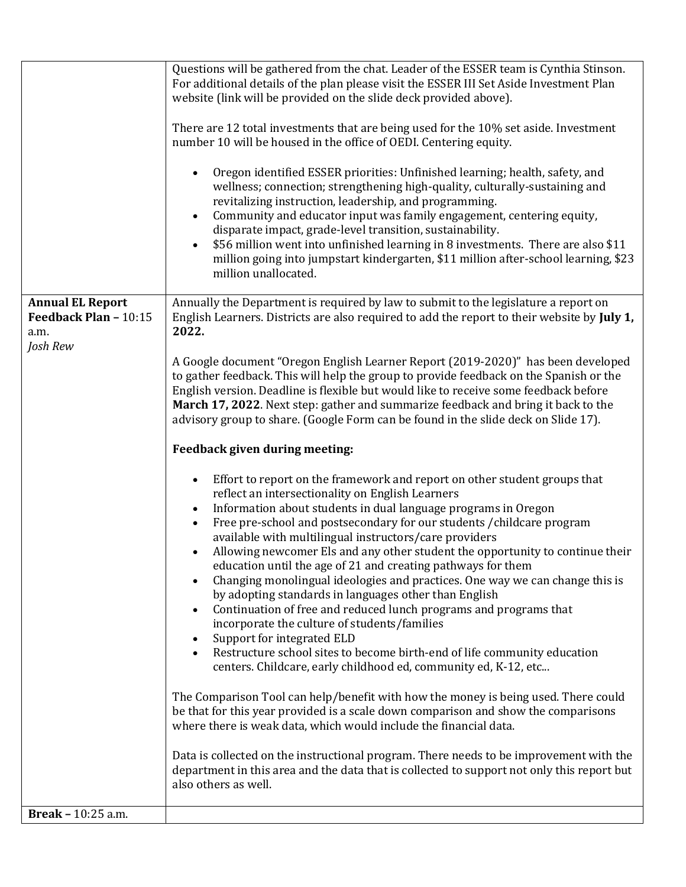| | |
|---|---|
| | Questions will be gathered from the chat. Leader of the ESSER team is Cynthia Stinson. For additional details of the plan please visit the ESSER III Set Aside Investment Plan website (link will be provided on the slide deck provided above).<br><br>There are 12 total investments that are being used for the 10% set aside. Investment number 10 will be housed in the office of OEDI. Centering equity.<br><br>• Oregon identified ESSER priorities: Unfinished learning; health, safety, and wellness; connection; strengthening high-quality, culturally-sustaining and revitalizing instruction, leadership, and programming.<br>• Community and educator input was family engagement, centering equity, disparate impact, grade-level transition, sustainability.<br>• $56 million went into unfinished learning in 8 investments. There are also $11 million going into jumpstart kindergarten, $11 million after-school learning, $23 million unallocated. |
| **Annual EL Report Feedback Plan –** 10:15 a.m.<br>*Josh Rew* | Annually the Department is required by law to submit to the legislature a report on English Learners. Districts are also required to add the report to their website by **July 1, 2022.**<br><br>A Google document "Oregon English Learner Report (2019-2020)" has been developed to gather feedback. This will help the group to provide feedback on the Spanish or the English version. Deadline is flexible but would like to receive some feedback before **March 17, 2022**. Next step: gather and summarize feedback and bring it back to the advisory group to share. (Google Form can be found in the slide deck on Slide 17).<br><br>**Feedback given during meeting:**<br><br>• Effort to report on the framework and report on other student groups that reflect an intersectionality on English Learners<br>• Information about students in dual language programs in Oregon<br>• Free pre-school and postsecondary for our students /childcare program available with multilingual instructors/care providers<br>• Allowing newcomer Els and any other student the opportunity to continue their education until the age of 21 and creating pathways for them<br>• Changing monolingual ideologies and practices. One way we can change this is by adopting standards in languages other than English<br>• Continuation of free and reduced lunch programs and programs that incorporate the culture of students/families<br>• Support for integrated ELD<br>• Restructure school sites to become birth-end of life community education centers. Childcare, early childhood ed, community ed, K-12, etc...<br><br>The Comparison Tool can help/benefit with how the money is being used. There could be that for this year provided is a scale down comparison and show the comparisons where there is weak data, which would include the financial data.<br><br>Data is collected on the instructional program. There needs to be improvement with the department in this area and the data that is collected to support not only this report but also others as well. |
| **Break –** 10:25 a.m. | |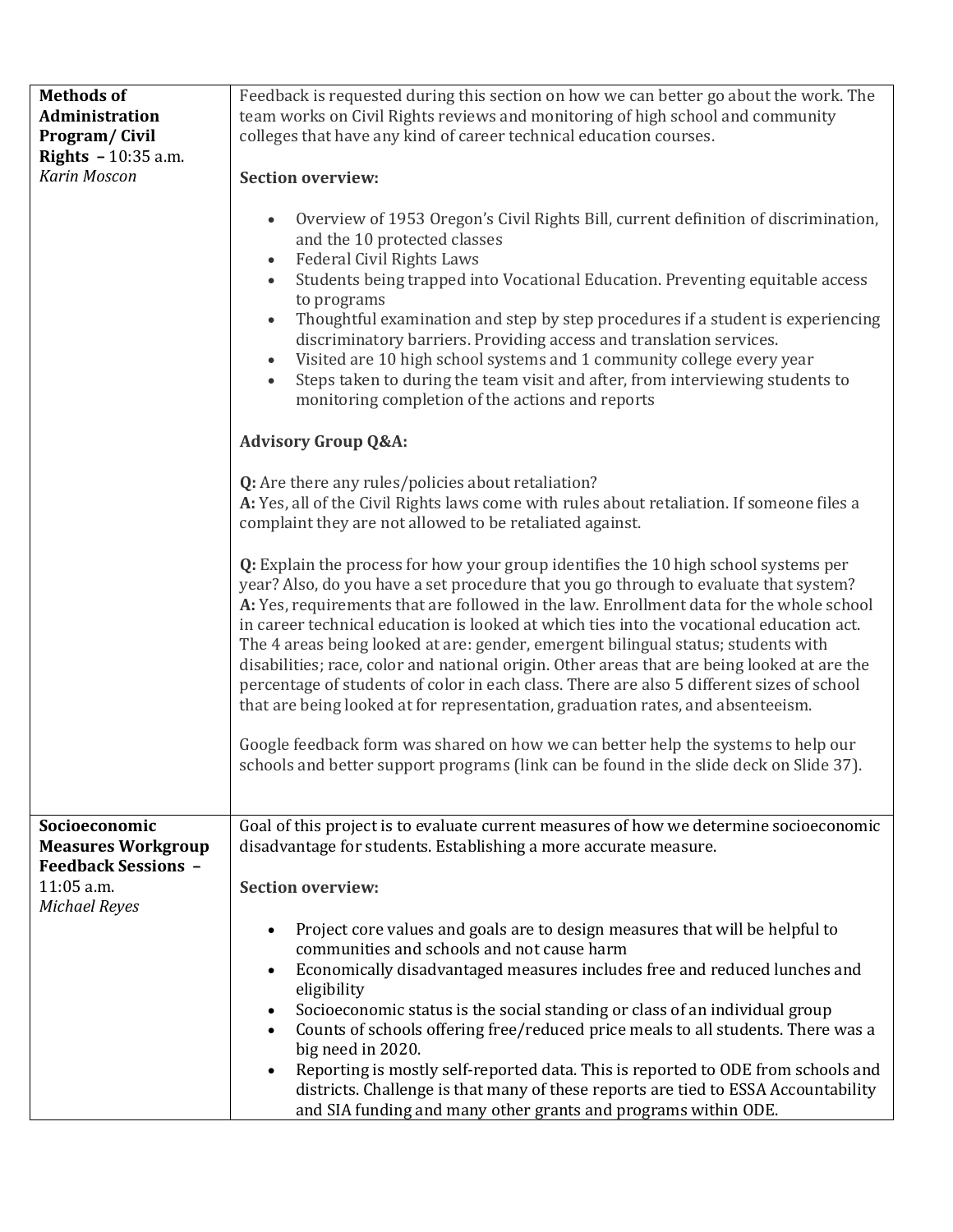| | |
|---|---|
| **Methods of Administration Program/ Civil Rights** – 10:35 a.m.<br>*Karin Moscon* | Feedback is requested during this section on how we can better go about the work. The team works on Civil Rights reviews and monitoring of high school and community colleges that have any kind of career technical education courses.<br><br>**Section overview:**<br><br>• Overview of 1953 Oregon's Civil Rights Bill, current definition of discrimination, and the 10 protected classes<br>• Federal Civil Rights Laws<br>• Students being trapped into Vocational Education. Preventing equitable access to programs<br>• Thoughtful examination and step by step procedures if a student is experiencing discriminatory barriers. Providing access and translation services.<br>• Visited are 10 high school systems and 1 community college every year<br>• Steps taken to during the team visit and after, from interviewing students to monitoring completion of the actions and reports<br><br>**Advisory Group Q&A:**<br><br>**Q:** Are there any rules/policies about retaliation?<br>**A:** Yes, all of the Civil Rights laws come with rules about retaliation. If someone files a complaint they are not allowed to be retaliated against.<br><br>**Q:** Explain the process for how your group identifies the 10 high school systems per year? Also, do you have a set procedure that you go through to evaluate that system?<br>**A:** Yes, requirements that are followed in the law. Enrollment data for the whole school in career technical education is looked at which ties into the vocational education act. The 4 areas being looked at are: gender, emergent bilingual status; students with disabilities; race, color and national origin. Other areas that are being looked at are the percentage of students of color in each class. There are also 5 different sizes of school that are being looked at for representation, graduation rates, and absenteeism.<br><br>Google feedback form was shared on how we can better help the systems to help our schools and better support programs (link can be found in the slide deck on Slide 37). |
| **Socioeconomic Measures Workgroup Feedback Sessions** – 11:05 a.m.<br>*Michael Reyes* | Goal of this project is to evaluate current measures of how we determine socioeconomic disadvantage for students. Establishing a more accurate measure.<br><br>**Section overview:**<br><br>• Project core values and goals are to design measures that will be helpful to communities and schools and not cause harm<br>• Economically disadvantaged measures includes free and reduced lunches and eligibility<br>• Socioeconomic status is the social standing or class of an individual group<br>• Counts of schools offering free/reduced price meals to all students. There was a big need in 2020.<br>• Reporting is mostly self-reported data. This is reported to ODE from schools and districts. Challenge is that many of these reports are tied to ESSA Accountability and SIA funding and many other grants and programs within ODE. |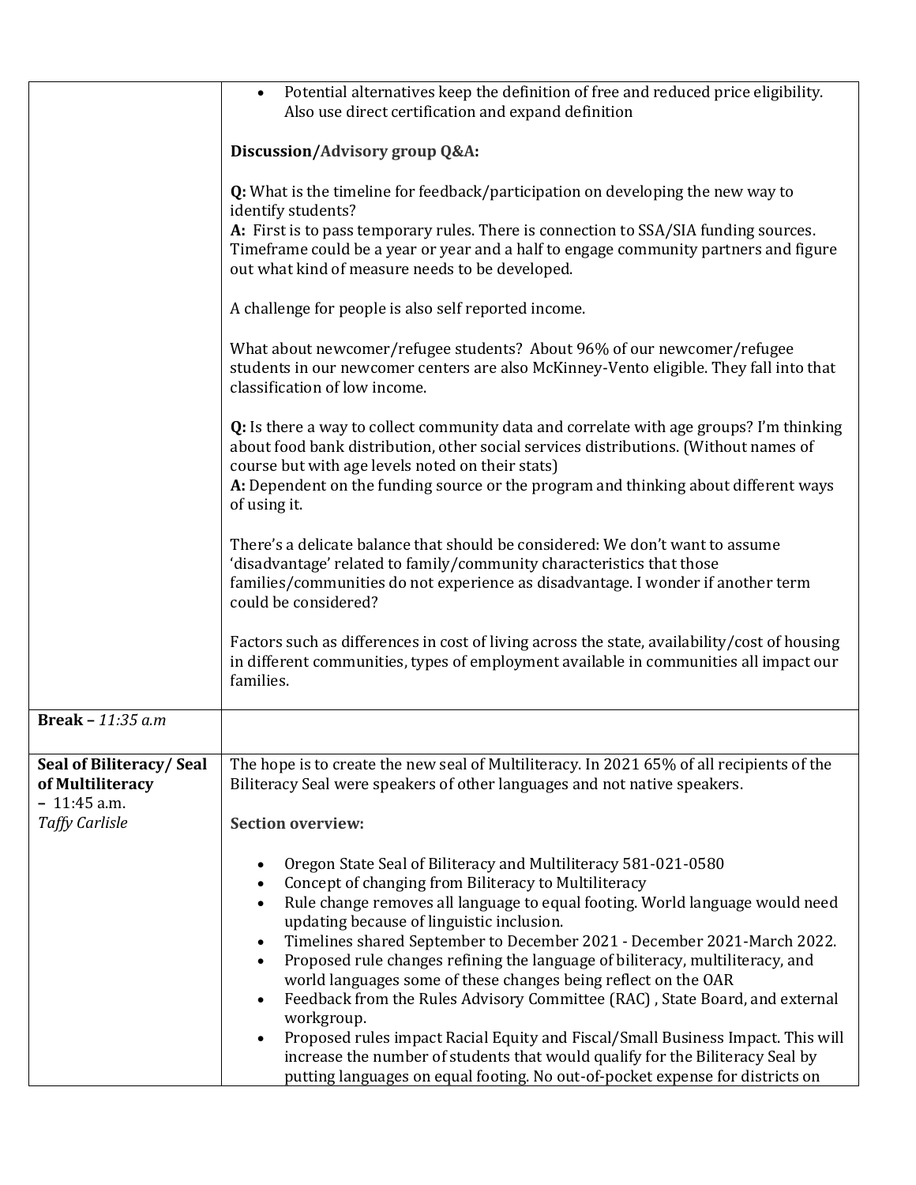| | |
|---|---|
| | • Potential alternatives keep the definition of free and reduced price eligibility. Also use direct certification and expand definition<br><br>**Discussion/Advisory group Q&A:**<br><br>**Q:** What is the timeline for feedback/participation on developing the new way to identify students?<br>**A:** First is to pass temporary rules. There is connection to SSA/SIA funding sources. Timeframe could be a year or year and a half to engage community partners and figure out what kind of measure needs to be developed.<br><br>A challenge for people is also self reported income.<br><br>What about newcomer/refugee students? About 96% of our newcomer/refugee students in our newcomer centers are also McKinney-Vento eligible. They fall into that classification of low income.<br><br>**Q:** Is there a way to collect community data and correlate with age groups? I'm thinking about food bank distribution, other social services distributions. (Without names of course but with age levels noted on their stats)<br>**A:** Dependent on the funding source or the program and thinking about different ways of using it.<br><br>There's a delicate balance that should be considered: We don't want to assume 'disadvantage' related to family/community characteristics that those families/communities do not experience as disadvantage. I wonder if another term could be considered?<br><br>Factors such as differences in cost of living across the state, availability/cost of housing in different communities, types of employment available in communities all impact our families. |
| **Break –** *11:35 a.m* | |
| **Seal of Biliteracy/ Seal of Multiliteracy – 11:45 a.m.**<br>*Taffy Carlisle* | The hope is to create the new seal of Multiliteracy. In 2021 65% of all recipients of the Biliteracy Seal were speakers of other languages and not native speakers.<br><br>**Section overview:**<br><br>• Oregon State Seal of Biliteracy and Multiliteracy 581-021-0580<br>• Concept of changing from Biliteracy to Multiliteracy<br>• Rule change removes all language to equal footing. World language would need updating because of linguistic inclusion.<br>• Timelines shared September to December 2021 - December 2021-March 2022.<br>• Proposed rule changes refining the language of biliteracy, multiliteracy, and world languages some of these changes being reflect on the OAR<br>• Feedback from the Rules Advisory Committee (RAC) , State Board, and external workgroup.<br>• Proposed rules impact Racial Equity and Fiscal/Small Business Impact. This will increase the number of students that would qualify for the Biliteracy Seal by putting languages on equal footing. No out-of-pocket expense for districts on |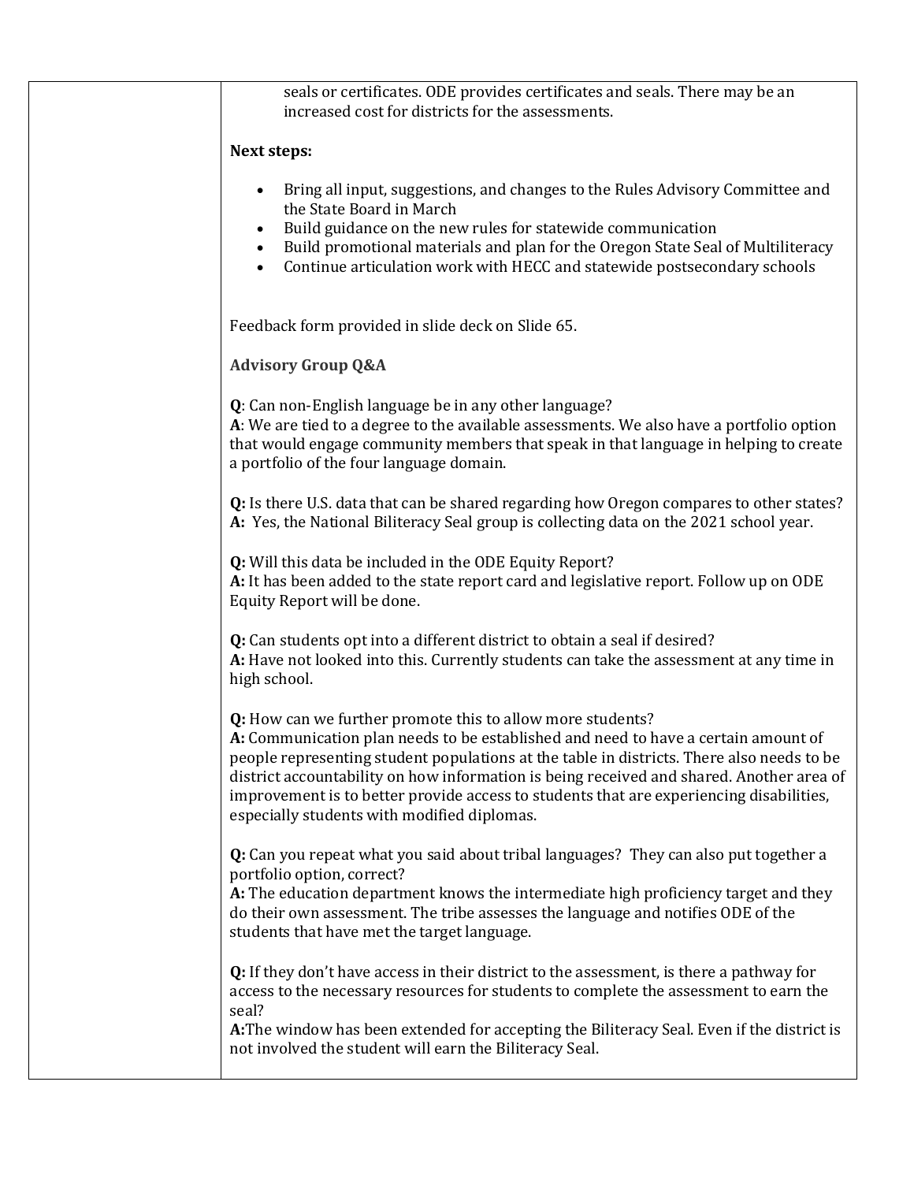seals or certificates. ODE provides certificates and seals. There may be an increased cost for districts for the assessments.

**Next steps:**

- Bring all input, suggestions, and changes to the Rules Advisory Committee and the State Board in March
- Build guidance on the new rules for statewide communication
- Build promotional materials and plan for the Oregon State Seal of Multiliteracy
- Continue articulation work with HECC and statewide postsecondary schools

Feedback form provided in slide deck on Slide 65.

**Advisory Group Q&A**

**Q**: Can non-English language be in any other language?
**A**: We are tied to a degree to the available assessments. We also have a portfolio option that would engage community members that speak in that language in helping to create a portfolio of the four language domain.

**Q:** Is there U.S. data that can be shared regarding how Oregon compares to other states?
**A:** Yes, the National Biliteracy Seal group is collecting data on the 2021 school year.

**Q:** Will this data be included in the ODE Equity Report?
**A:** It has been added to the state report card and legislative report. Follow up on ODE Equity Report will be done.

**Q:** Can students opt into a different district to obtain a seal if desired?
**A:** Have not looked into this. Currently students can take the assessment at any time in high school.

**Q:** How can we further promote this to allow more students?
**A:** Communication plan needs to be established and need to have a certain amount of people representing student populations at the table in districts. There also needs to be district accountability on how information is being received and shared. Another area of improvement is to better provide access to students that are experiencing disabilities, especially students with modified diplomas.

**Q:** Can you repeat what you said about tribal languages? They can also put together a portfolio option, correct?
**A:** The education department knows the intermediate high proficiency target and they do their own assessment. The tribe assesses the language and notifies ODE of the students that have met the target language.

**Q:** If they don't have access in their district to the assessment, is there a pathway for access to the necessary resources for students to complete the assessment to earn the seal?
**A:** The window has been extended for accepting the Biliteracy Seal. Even if the district is not involved the student will earn the Biliteracy Seal.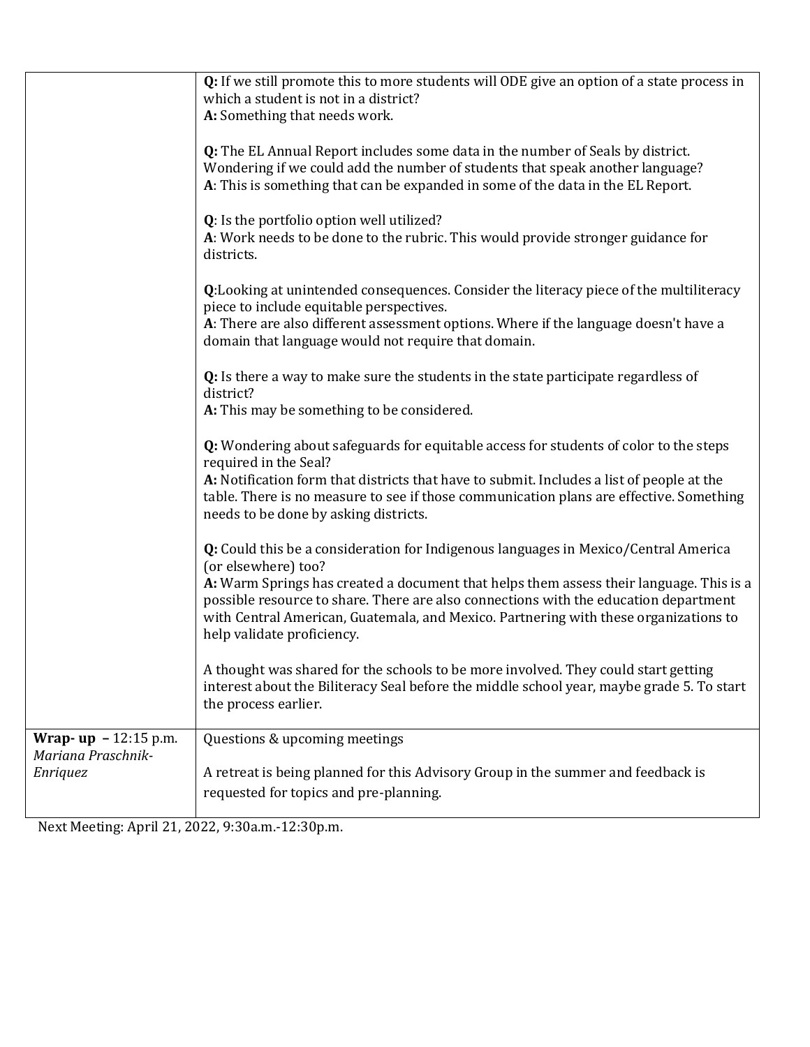| | |
|---|---|
| | **Q:** If we still promote this to more students will ODE give an option of a state process in which a student is not in a district?<br>**A:** Something that needs work.<br><br>**Q:** The EL Annual Report includes some data in the number of Seals by district. Wondering if we could add the number of students that speak another language?<br>**A**: This is something that can be expanded in some of the data in the EL Report.<br><br>**Q**: Is the portfolio option well utilized?<br>**A**: Work needs to be done to the rubric. This would provide stronger guidance for districts.<br><br>**Q**:Looking at unintended consequences. Consider the literacy piece of the multiliteracy piece to include equitable perspectives.<br>**A**: There are also different assessment options. Where if the language doesn't have a domain that language would not require that domain.<br><br>**Q:** Is there a way to make sure the students in the state participate regardless of district?<br>**A:** This may be something to be considered.<br><br>**Q:** Wondering about safeguards for equitable access for students of color to the steps required in the Seal?<br>**A:** Notification form that districts that have to submit. Includes a list of people at the table. There is no measure to see if those communication plans are effective. Something needs to be done by asking districts.<br><br>**Q:** Could this be a consideration for Indigenous languages in Mexico/Central America (or elsewhere) too?<br>**A:** Warm Springs has created a document that helps them assess their language. This is a possible resource to share. There are also connections with the education department with Central American, Guatemala, and Mexico. Partnering with these organizations to help validate proficiency.<br><br>A thought was shared for the schools to be more involved. They could start getting interest about the Biliteracy Seal before the middle school year, maybe grade 5. To start the process earlier. |
| **Wrap- up** – 12:15 p.m.<br>*Mariana Praschnik-Enriquez* | Questions & upcoming meetings<br><br>A retreat is being planned for this Advisory Group in the summer and feedback is requested for topics and pre-planning. |

Next Meeting: April 21, 2022, 9:30a.m.-12:30p.m.